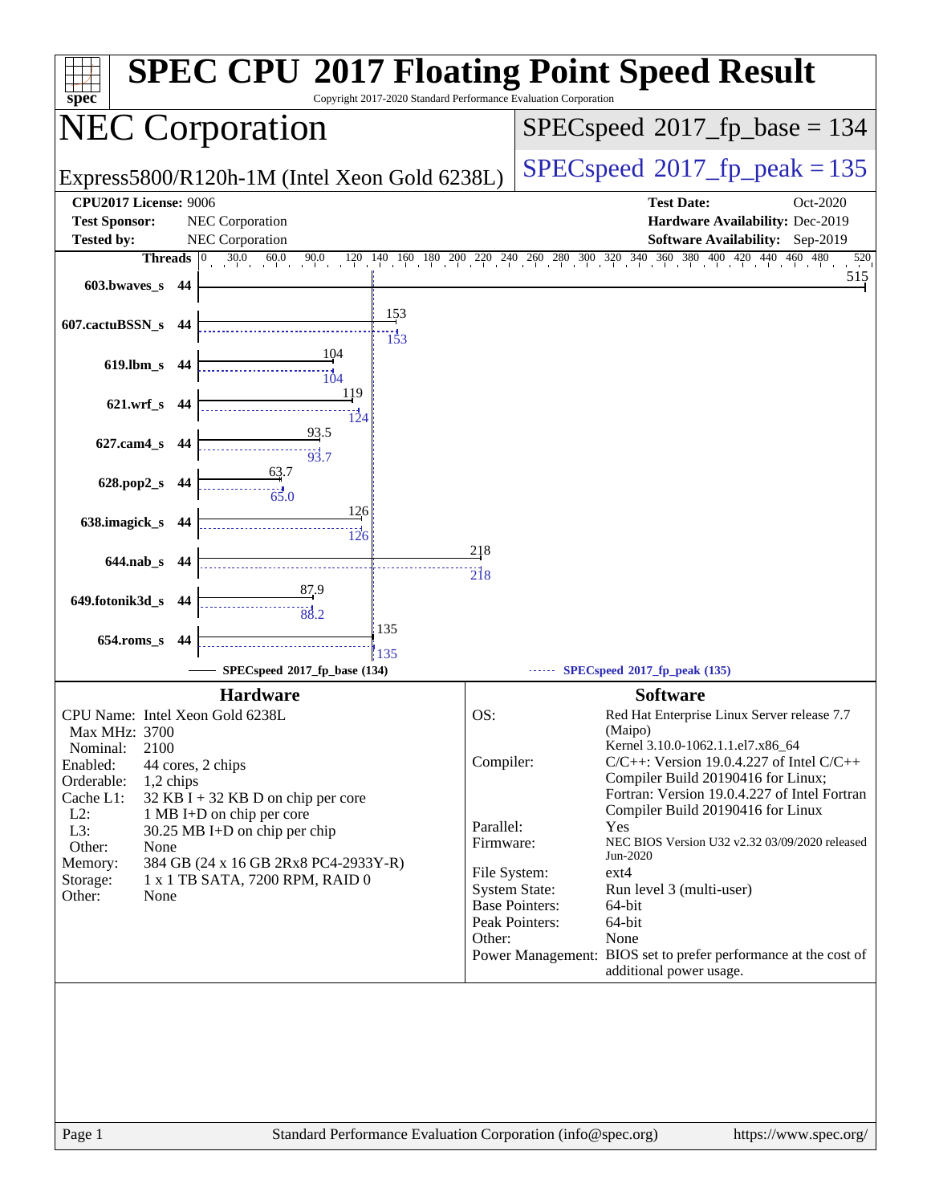# SPEC CPU 2017 Floating Point Speed Result

Copyright 2017-2020 Standard Performance Evaluation Corporation

## NEC Corporation

Express5800/R120h-1M (Intel Xeon Gold 6238L)

SPECspeed 2017_fp_base = 134

SPECspeed 2017_fp_peak = 135

**CPU2017 License:** 9006
**Test Sponsor:** NEC Corporation
**Tested by:** NEC Corporation

**Test Date:** Oct-2020
**Hardware Availability:** Dec-2019
**Software Availability:** Sep-2019

| Benchmark | Threads | Base | Peak |
|---|---|---|---|
| 603.bwaves_s | 44 | 515 | |
| 607.cactuBSSN_s | 44 | 153 | 153 |
| 619.lbm_s | 44 | 104 | 104 |
| 621.wrf_s | 44 | 119 | 124 |
| 627.cam4_s | 44 | 93.5 | 93.7 |
| 628.pop2_s | 44 | 63.7 | 65.0 |
| 638.imagick_s | 44 | 126 | 126 |
| 644.nab_s | 44 | 218 | 218 |
| 649.fotonik3d_s | 44 | 87.9 | 88.2 |
| 654.roms_s | 44 | 135 | 135 |

SPECspeed 2017_fp_base (134) — SPECspeed 2017_fp_peak (135)

### Hardware

CPU Name: Intel Xeon Gold 6238L
Max MHz: 3700
Nominal: 2100
Enabled: 44 cores, 2 chips
Orderable: 1,2 chips
Cache L1: 32 KB I + 32 KB D on chip per core
L2: 1 MB I+D on chip per core
L3: 30.25 MB I+D on chip per chip
Other: None
Memory: 384 GB (24 x 16 GB 2Rx8 PC4-2933Y-R)
Storage: 1 x 1 TB SATA, 7200 RPM, RAID 0
Other: None

### Software

OS: Red Hat Enterprise Linux Server release 7.7 (Maipo)
Kernel 3.10.0-1062.1.1.el7.x86_64
Compiler: C/C++: Version 19.0.4.227 of Intel C/C++ Compiler Build 20190416 for Linux;
Fortran: Version 19.0.4.227 of Intel Fortran Compiler Build 20190416 for Linux
Parallel: Yes
Firmware: NEC BIOS Version U32 v2.32 03/09/2020 released Jun-2020
File System: ext4
System State: Run level 3 (multi-user)
Base Pointers: 64-bit
Peak Pointers: 64-bit
Other: None
Power Management: BIOS set to prefer performance at the cost of additional power usage.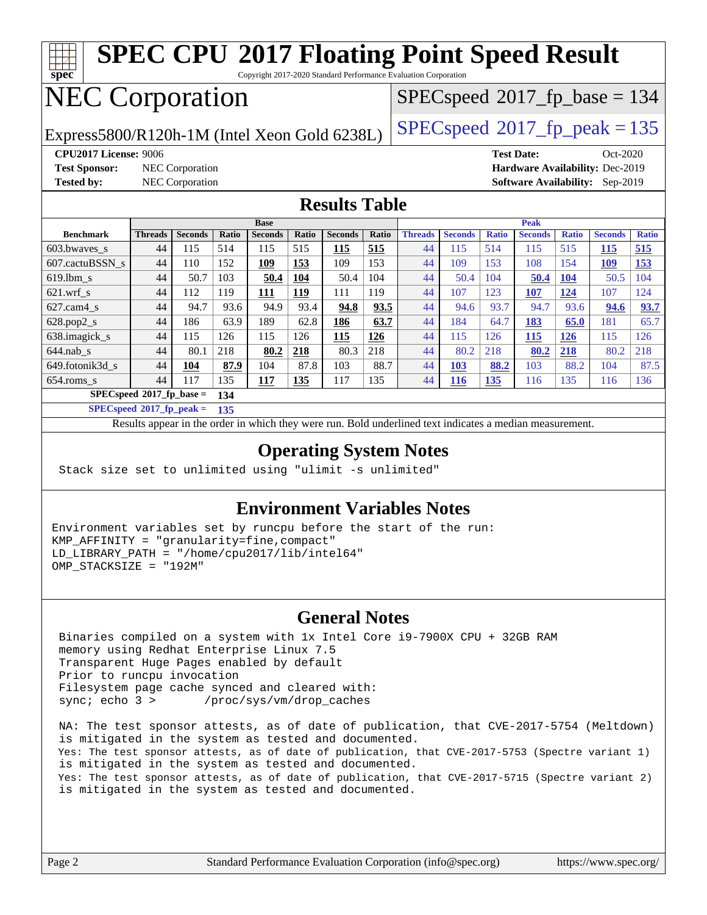# SPEC CPU 2017 Floating Point Speed Result

Copyright 2017-2020 Standard Performance Evaluation Corporation

# NEC Corporation

Express5800/R120h-1M (Intel Xeon Gold 6238L)

SPECspeed 2017_fp_base = 134

SPECspeed 2017_fp_peak = 135

**CPU2017 License:** 9006
**Test Sponsor:** NEC Corporation
**Tested by:** NEC Corporation

**Test Date:** Oct-2020
**Hardware Availability:** Dec-2019
**Software Availability:** Sep-2019

## Results Table

| Benchmark | Base | | | | | | | Peak | | | | | | |
|---|---|---|---|---|---|---|---|---|---|---|---|---|---|---|
| | Threads | Seconds | Ratio | Seconds | Ratio | Seconds | Ratio | Threads | Seconds | Ratio | Seconds | Ratio | Seconds | Ratio |
| 603.bwaves_s | 44 | 115 | 514 | 115 | 515 | **115** | **515** | 44 | 115 | 514 | 115 | 515 | **115** | **515** |
| 607.cactuBSSN_s | 44 | 110 | 152 | **109** | **153** | 109 | 153 | 44 | 109 | 153 | 108 | 154 | **109** | **153** |
| 619.lbm_s | 44 | 50.7 | 103 | **50.4** | **104** | 50.4 | 104 | 44 | 50.4 | 104 | **50.4** | **104** | 50.5 | 104 |
| 621.wrf_s | 44 | 112 | 119 | **111** | **119** | 111 | 119 | 44 | 107 | 123 | **107** | **124** | 107 | 124 |
| 627.cam4_s | 44 | 94.7 | 93.6 | 94.9 | 93.4 | **94.8** | **93.5** | 44 | 94.6 | 93.7 | 94.7 | 93.6 | **94.6** | **93.7** |
| 628.pop2_s | 44 | 186 | 63.9 | 189 | 62.8 | **186** | **63.7** | 44 | 184 | 64.7 | **183** | **65.0** | 181 | 65.7 |
| 638.imagick_s | 44 | 115 | 126 | 115 | 126 | **115** | **126** | 44 | 115 | 126 | **115** | **126** | 115 | 126 |
| 644.nab_s | 44 | 80.1 | 218 | **80.2** | **218** | 80.3 | 218 | 44 | 80.2 | 218 | **80.2** | **218** | 80.2 | 218 |
| 649.fotonik3d_s | 44 | **104** | **87.9** | 104 | 87.8 | 103 | 88.7 | 44 | **103** | **88.2** | 103 | 88.2 | 104 | 87.5 |
| 654.roms_s | 44 | 117 | 135 | **117** | **135** | 117 | 135 | 44 | **116** | **135** | 116 | 135 | 116 | 136 |

**SPECspeed 2017_fp_base = 134**

**SPECspeed 2017_fp_peak = 135**

Results appear in the order in which they were run. Bold underlined text indicates a median measurement.

## Operating System Notes

```
Stack size set to unlimited using "ulimit -s unlimited"
```

## Environment Variables Notes

```
Environment variables set by runcpu before the start of the run:
KMP_AFFINITY = "granularity=fine,compact"
LD_LIBRARY_PATH = "/home/cpu2017/lib/intel64"
OMP_STACKSIZE = "192M"
```

## General Notes

```
Binaries compiled on a system with 1x Intel Core i9-7900X CPU + 32GB RAM
memory using Redhat Enterprise Linux 7.5
Transparent Huge Pages enabled by default
Prior to runcpu invocation
Filesystem page cache synced and cleared with:
sync; echo 3 >       /proc/sys/vm/drop_caches

NA: The test sponsor attests, as of date of publication, that CVE-2017-5754 (Meltdown)
is mitigated in the system as tested and documented.
Yes: The test sponsor attests, as of date of publication, that CVE-2017-5753 (Spectre variant 1)
is mitigated in the system as tested and documented.
Yes: The test sponsor attests, as of date of publication, that CVE-2017-5715 (Spectre variant 2)
is mitigated in the system as tested and documented.
```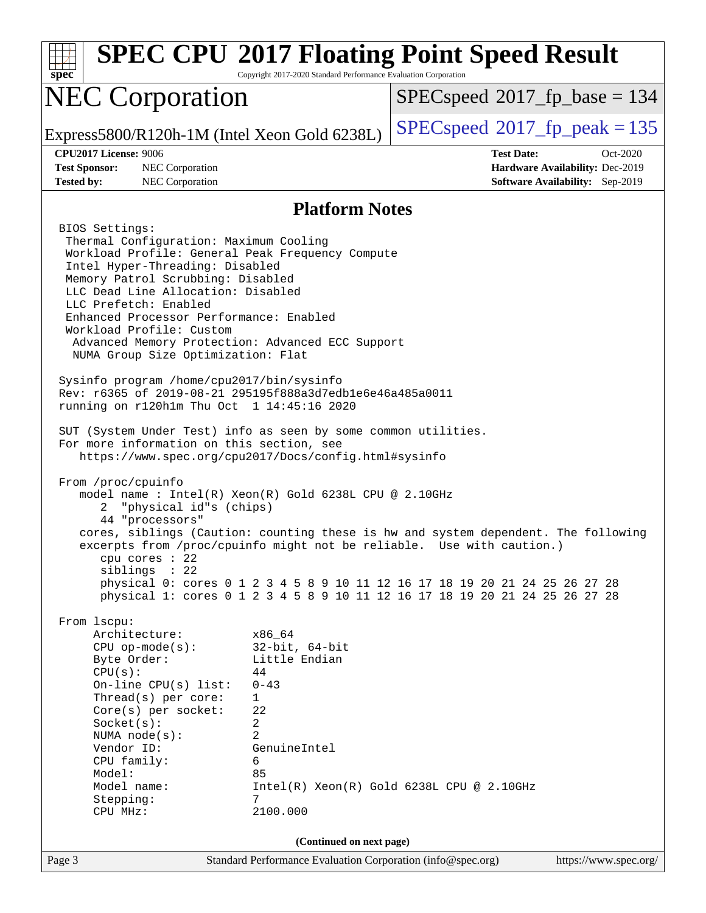# SPEC CPU 2017 Floating Point Speed Result

Copyright 2017-2020 Standard Performance Evaluation Corporation

## NEC Corporation

Express5800/R120h-1M (Intel Xeon Gold 6238L)

SPECspeed 2017_fp_base = 134

SPECspeed 2017_fp_peak = 135

**CPU2017 License:** 9006
**Test Sponsor:** NEC Corporation
**Tested by:** NEC Corporation

**Test Date:** Oct-2020
**Hardware Availability:** Dec-2019
**Software Availability:** Sep-2019

### Platform Notes

```
BIOS Settings:
 Thermal Configuration: Maximum Cooling
 Workload Profile: General Peak Frequency Compute
 Intel Hyper-Threading: Disabled
 Memory Patrol Scrubbing: Disabled
 LLC Dead Line Allocation: Disabled
 LLC Prefetch: Enabled
 Enhanced Processor Performance: Enabled
 Workload Profile: Custom
  Advanced Memory Protection: Advanced ECC Support
  NUMA Group Size Optimization: Flat

Sysinfo program /home/cpu2017/bin/sysinfo
Rev: r6365 of 2019-08-21 295195f888a3d7edb1e6e46a485a0011
running on r120h1m Thu Oct  1 14:45:16 2020

SUT (System Under Test) info as seen by some common utilities.
For more information on this section, see
   https://www.spec.org/cpu2017/Docs/config.html#sysinfo

From /proc/cpuinfo
   model name : Intel(R) Xeon(R) Gold 6238L CPU @ 2.10GHz
      2  "physical id"s (chips)
      44 "processors"
   cores, siblings (Caution: counting these is hw and system dependent. The following
   excerpts from /proc/cpuinfo might not be reliable.  Use with caution.)
      cpu cores : 22
      siblings  : 22
      physical 0: cores 0 1 2 3 4 5 8 9 10 11 12 16 17 18 19 20 21 24 25 26 27 28
      physical 1: cores 0 1 2 3 4 5 8 9 10 11 12 16 17 18 19 20 21 24 25 26 27 28

From lscpu:
     Architecture:          x86_64
     CPU op-mode(s):        32-bit, 64-bit
     Byte Order:            Little Endian
     CPU(s):                44
     On-line CPU(s) list:   0-43
     Thread(s) per core:    1
     Core(s) per socket:    22
     Socket(s):             2
     NUMA node(s):          2
     Vendor ID:             GenuineIntel
     CPU family:            6
     Model:                 85
     Model name:            Intel(R) Xeon(R) Gold 6238L CPU @ 2.10GHz
     Stepping:              7
     CPU MHz:               2100.000
```

(Continued on next page)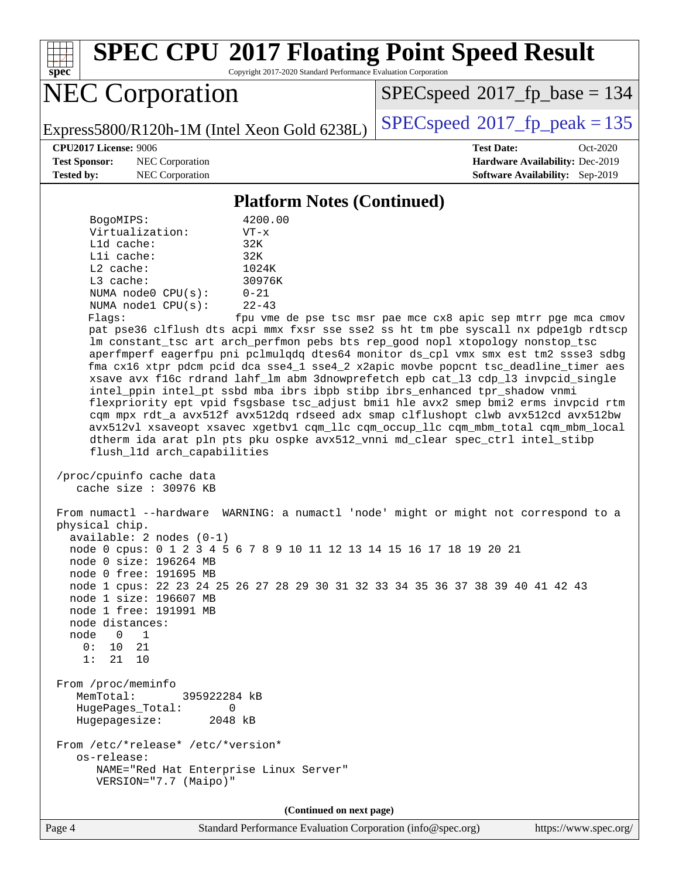## Platform Notes (Continued)

```
     BogoMIPS:              4200.00
     Virtualization:        VT-x
     L1d cache:             32K
     L1i cache:             32K
     L2 cache:              1024K
     L3 cache:              30976K
     NUMA node0 CPU(s):     0-21
     NUMA node1 CPU(s):     22-43
     Flags:                 fpu vme de pse tsc msr pae mce cx8 apic sep mtrr pge mca cmov
     pat pse36 clflush dts acpi mmx fxsr sse sse2 ss ht tm pbe syscall nx pdpe1gb rdtscp
     lm constant_tsc art arch_perfmon pebs bts rep_good nopl xtopology nonstop_tsc
     aperfmperf eagerfpu pni pclmulqdq dtes64 monitor ds_cpl vmx smx est tm2 ssse3 sdbg
     fma cx16 xtpr pdcm pcid dca sse4_1 sse4_2 x2apic movbe popcnt tsc_deadline_timer aes
     xsave avx f16c rdrand lahf_lm abm 3dnowprefetch epb cat_l3 cdp_l3 invpcid_single
     intel_ppin intel_pt ssbd mba ibrs ibpb stibp ibrs_enhanced tpr_shadow vnmi
     flexpriority ept vpid fsgsbase tsc_adjust bmi1 hle avx2 smep bmi2 erms invpcid rtm
     cqm mpx rdt_a avx512f avx512dq rdseed adx smap clflushopt clwb avx512cd avx512bw
     avx512vl xsaveopt xsavec xgetbv1 cqm_llc cqm_occup_llc cqm_mbm_total cqm_mbm_local
     dtherm ida arat pln pts pku ospke avx512_vnni md_clear spec_ctrl intel_stibp
     flush_l1d arch_capabilities

 /proc/cpuinfo cache data
    cache size : 30976 KB

 From numactl --hardware  WARNING: a numactl 'node' might or might not correspond to a
 physical chip.
   available: 2 nodes (0-1)
   node 0 cpus: 0 1 2 3 4 5 6 7 8 9 10 11 12 13 14 15 16 17 18 19 20 21
   node 0 size: 196264 MB
   node 0 free: 191695 MB
   node 1 cpus: 22 23 24 25 26 27 28 29 30 31 32 33 34 35 36 37 38 39 40 41 42 43
   node 1 size: 196607 MB
   node 1 free: 191991 MB
   node distances:
   node   0   1
     0:  10  21
     1:  21  10

 From /proc/meminfo
    MemTotal:       395922284 kB
    HugePages_Total:       0
    Hugepagesize:       2048 kB

 From /etc/*release* /etc/*version*
    os-release:
       NAME="Red Hat Enterprise Linux Server"
       VERSION="7.7 (Maipo)"
```

**(Continued on next page)**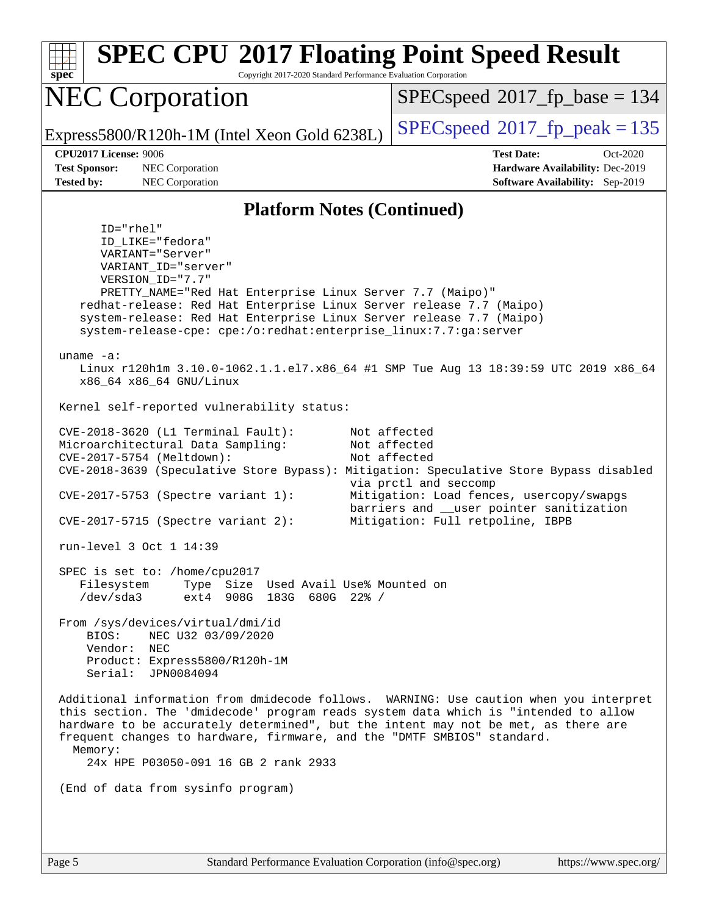## Platform Notes (Continued)

```
      ID="rhel"
      ID_LIKE="fedora"
      VARIANT="Server"
      VARIANT_ID="server"
      VERSION_ID="7.7"
      PRETTY_NAME="Red Hat Enterprise Linux Server 7.7 (Maipo)"
   redhat-release: Red Hat Enterprise Linux Server release 7.7 (Maipo)
   system-release: Red Hat Enterprise Linux Server release 7.7 (Maipo)
   system-release-cpe: cpe:/o:redhat:enterprise_linux:7.7:ga:server

uname -a:
   Linux r120h1m 3.10.0-1062.1.1.el7.x86_64 #1 SMP Tue Aug 13 18:39:59 UTC 2019 x86_64
   x86_64 x86_64 GNU/Linux

Kernel self-reported vulnerability status:

CVE-2018-3620 (L1 Terminal Fault):        Not affected
Microarchitectural Data Sampling:         Not affected
CVE-2017-5754 (Meltdown):                 Not affected
CVE-2018-3639 (Speculative Store Bypass): Mitigation: Speculative Store Bypass disabled
                                          via prctl and seccomp
CVE-2017-5753 (Spectre variant 1):        Mitigation: Load fences, usercopy/swapgs
                                          barriers and __user pointer sanitization
CVE-2017-5715 (Spectre variant 2):        Mitigation: Full retpoline, IBPB

run-level 3 Oct 1 14:39

SPEC is set to: /home/cpu2017
   Filesystem     Type  Size  Used Avail Use% Mounted on
   /dev/sda3      ext4  908G  183G  680G  22% /

From /sys/devices/virtual/dmi/id
    BIOS:    NEC U32 03/09/2020
    Vendor:  NEC
    Product: Express5800/R120h-1M
    Serial:  JPN0084094

Additional information from dmidecode follows.  WARNING: Use caution when you interpret
this section. The 'dmidecode' program reads system data which is "intended to allow
hardware to be accurately determined", but the intent may not be met, as there are
frequent changes to hardware, firmware, and the "DMTF SMBIOS" standard.
  Memory:
    24x HPE P03050-091 16 GB 2 rank 2933

(End of data from sysinfo program)
```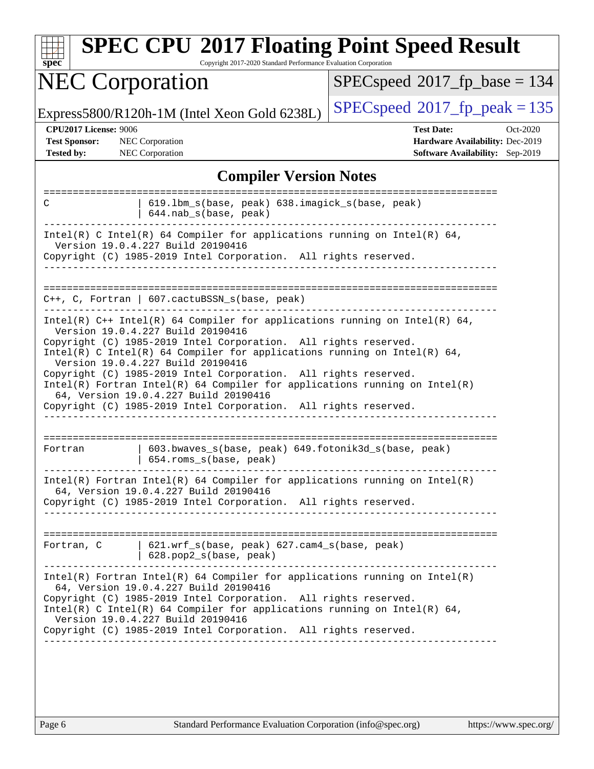# SPEC CPU 2017 Floating Point Speed Result

Copyright 2017-2020 Standard Performance Evaluation Corporation

## NEC Corporation

Express5800/R120h-1M (Intel Xeon Gold 6238L)

SPECspeed 2017_fp_base = 134

SPECspeed 2017_fp_peak = 135

**CPU2017 License:** 9006
**Test Sponsor:** NEC Corporation
**Tested by:** NEC Corporation

**Test Date:** Oct-2020
**Hardware Availability:** Dec-2019
**Software Availability:** Sep-2019

## Compiler Version Notes

```
==============================================================================
C                | 619.lbm_s(base, peak) 638.imagick_s(base, peak)
                 | 644.nab_s(base, peak)
------------------------------------------------------------------------------
Intel(R) C Intel(R) 64 Compiler for applications running on Intel(R) 64,
  Version 19.0.4.227 Build 20190416
Copyright (C) 1985-2019 Intel Corporation.  All rights reserved.
------------------------------------------------------------------------------

==============================================================================
C++, C, Fortran | 607.cactuBSSN_s(base, peak)
------------------------------------------------------------------------------
Intel(R) C++ Intel(R) 64 Compiler for applications running on Intel(R) 64,
  Version 19.0.4.227 Build 20190416
Copyright (C) 1985-2019 Intel Corporation.  All rights reserved.
Intel(R) C Intel(R) 64 Compiler for applications running on Intel(R) 64,
  Version 19.0.4.227 Build 20190416
Copyright (C) 1985-2019 Intel Corporation.  All rights reserved.
Intel(R) Fortran Intel(R) 64 Compiler for applications running on Intel(R)
  64, Version 19.0.4.227 Build 20190416
Copyright (C) 1985-2019 Intel Corporation.  All rights reserved.
------------------------------------------------------------------------------

==============================================================================
Fortran          | 603.bwaves_s(base, peak) 649.fotonik3d_s(base, peak)
                 | 654.roms_s(base, peak)
------------------------------------------------------------------------------
Intel(R) Fortran Intel(R) 64 Compiler for applications running on Intel(R)
  64, Version 19.0.4.227 Build 20190416
Copyright (C) 1985-2019 Intel Corporation.  All rights reserved.
------------------------------------------------------------------------------

==============================================================================
Fortran, C       | 621.wrf_s(base, peak) 627.cam4_s(base, peak)
                 | 628.pop2_s(base, peak)
------------------------------------------------------------------------------
Intel(R) Fortran Intel(R) 64 Compiler for applications running on Intel(R)
  64, Version 19.0.4.227 Build 20190416
Copyright (C) 1985-2019 Intel Corporation.  All rights reserved.
Intel(R) C Intel(R) 64 Compiler for applications running on Intel(R) 64,
  Version 19.0.4.227 Build 20190416
Copyright (C) 1985-2019 Intel Corporation.  All rights reserved.
------------------------------------------------------------------------------
```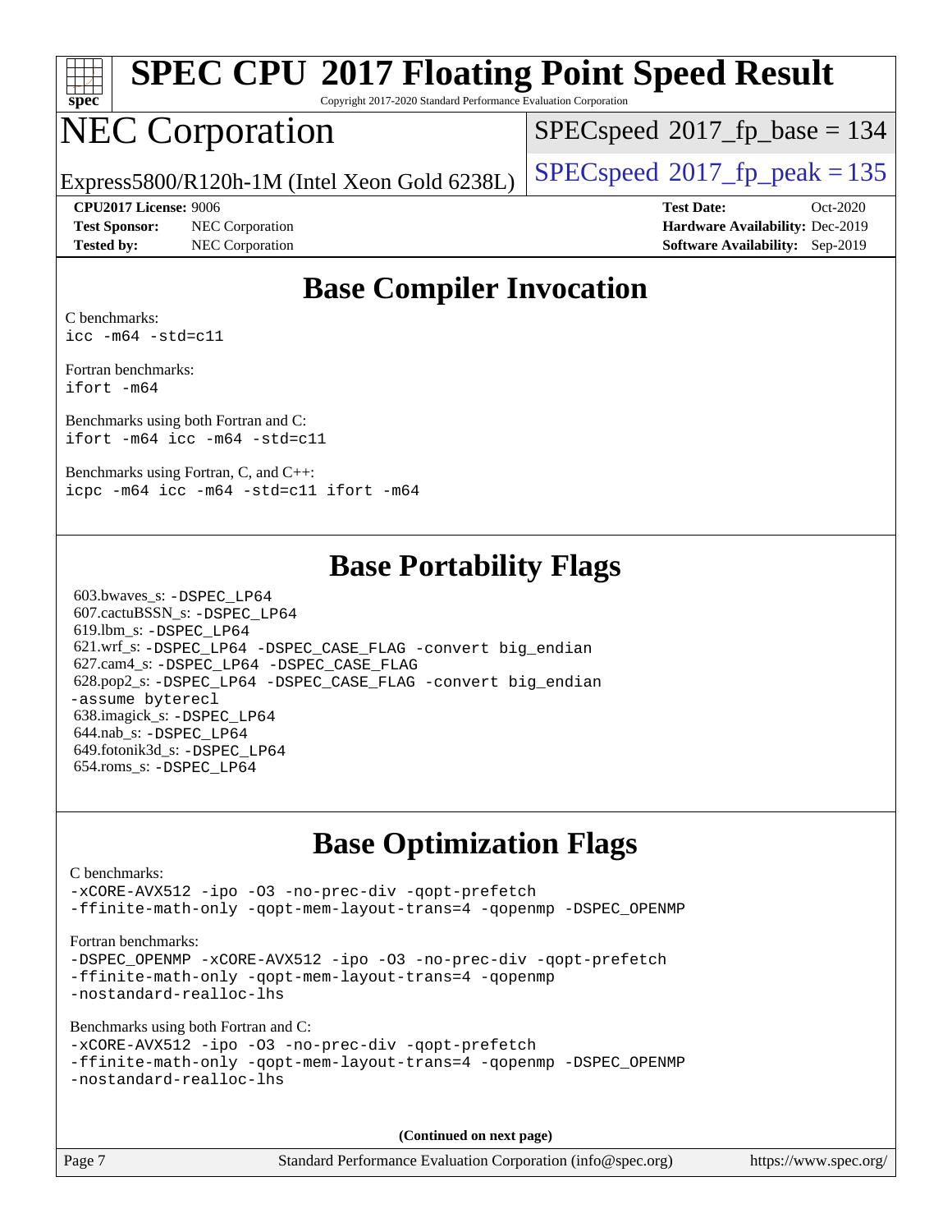# SPEC CPU 2017 Floating Point Speed Result

Copyright 2017-2020 Standard Performance Evaluation Corporation

# NEC Corporation

Express5800/R120h-1M (Intel Xeon Gold 6238L)

SPECspeed 2017_fp_base = 134

SPECspeed 2017_fp_peak = 135

**CPU2017 License:** 9006
**Test Sponsor:** NEC Corporation
**Tested by:** NEC Corporation

**Test Date:** Oct-2020
**Hardware Availability:** Dec-2019
**Software Availability:** Sep-2019

## Base Compiler Invocation

C benchmarks:
```
icc -m64 -std=c11
```

Fortran benchmarks:
```
ifort -m64
```

Benchmarks using both Fortran and C:
```
ifort -m64 icc -m64 -std=c11
```

Benchmarks using Fortran, C, and C++:
```
icpc -m64 icc -m64 -std=c11 ifort -m64
```

## Base Portability Flags

603.bwaves_s: `-DSPEC_LP64`
607.cactuBSSN_s: `-DSPEC_LP64`
619.lbm_s: `-DSPEC_LP64`
621.wrf_s: `-DSPEC_LP64 -DSPEC_CASE_FLAG -convert big_endian`
627.cam4_s: `-DSPEC_LP64 -DSPEC_CASE_FLAG`
628.pop2_s: `-DSPEC_LP64 -DSPEC_CASE_FLAG -convert big_endian -assume byterecl`
638.imagick_s: `-DSPEC_LP64`
644.nab_s: `-DSPEC_LP64`
649.fotonik3d_s: `-DSPEC_LP64`
654.roms_s: `-DSPEC_LP64`

## Base Optimization Flags

C benchmarks:
```
-xCORE-AVX512 -ipo -O3 -no-prec-div -qopt-prefetch
-ffinite-math-only -qopt-mem-layout-trans=4 -qopenmp -DSPEC_OPENMP
```

Fortran benchmarks:
```
-DSPEC_OPENMP -xCORE-AVX512 -ipo -O3 -no-prec-div -qopt-prefetch
-ffinite-math-only -qopt-mem-layout-trans=4 -qopenmp
-nostandard-realloc-lhs
```

Benchmarks using both Fortran and C:
```
-xCORE-AVX512 -ipo -O3 -no-prec-div -qopt-prefetch
-ffinite-math-only -qopt-mem-layout-trans=4 -qopenmp -DSPEC_OPENMP
-nostandard-realloc-lhs
```

**(Continued on next page)**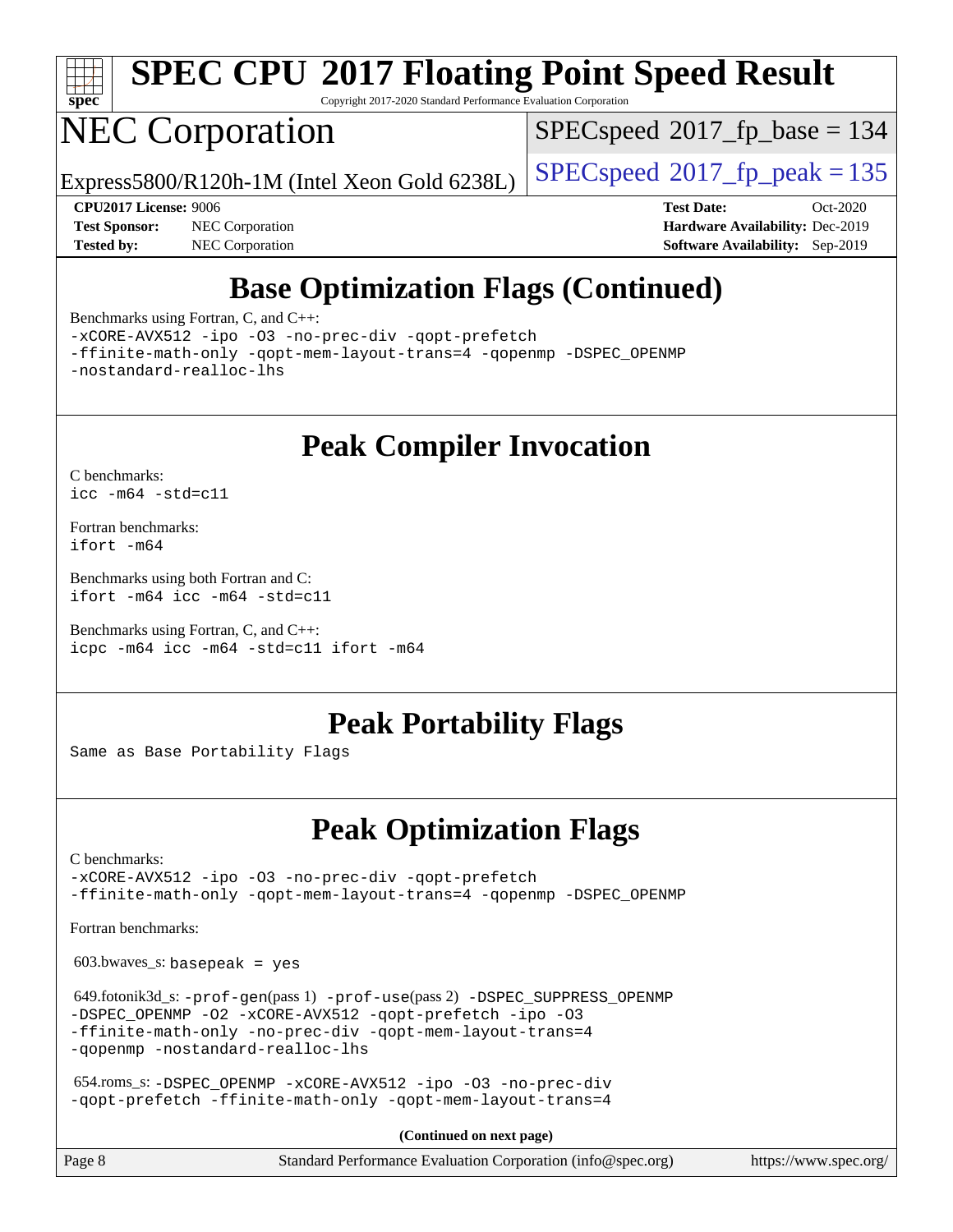# SPEC CPU 2017 Floating Point Speed Result

Copyright 2017-2020 Standard Performance Evaluation Corporation

## NEC Corporation

Express5800/R120h-1M (Intel Xeon Gold 6238L)

SPECspeed 2017_fp_base = 134

SPECspeed 2017_fp_peak = 135

**CPU2017 License:** 9006
**Test Sponsor:** NEC Corporation
**Tested by:** NEC Corporation

**Test Date:** Oct-2020
**Hardware Availability:** Dec-2019
**Software Availability:** Sep-2019

## Base Optimization Flags (Continued)

Benchmarks using Fortran, C, and C++:

```
-xCORE-AVX512 -ipo -O3 -no-prec-div -qopt-prefetch
-ffinite-math-only -qopt-mem-layout-trans=4 -qopenmp -DSPEC_OPENMP
-nostandard-realloc-lhs
```

## Peak Compiler Invocation

C benchmarks:

```
icc -m64 -std=c11
```

Fortran benchmarks:

```
ifort -m64
```

Benchmarks using both Fortran and C:

```
ifort -m64 icc -m64 -std=c11
```

Benchmarks using Fortran, C, and C++:

```
icpc -m64 icc -m64 -std=c11 ifort -m64
```

## Peak Portability Flags

Same as Base Portability Flags

## Peak Optimization Flags

C benchmarks:

```
-xCORE-AVX512 -ipo -O3 -no-prec-div -qopt-prefetch
-ffinite-math-only -qopt-mem-layout-trans=4 -qopenmp -DSPEC_OPENMP
```

Fortran benchmarks:

603.bwaves_s: `basepeak = yes`

649.fotonik3d_s: `-prof-gen`(pass 1) `-prof-use`(pass 2) `-DSPEC_SUPPRESS_OPENMP -DSPEC_OPENMP -O2 -xCORE-AVX512 -qopt-prefetch -ipo -O3 -ffinite-math-only -no-prec-div -qopt-mem-layout-trans=4 -qopenmp -nostandard-realloc-lhs`

654.roms_s: `-DSPEC_OPENMP -xCORE-AVX512 -ipo -O3 -no-prec-div -qopt-prefetch -ffinite-math-only -qopt-mem-layout-trans=4`

**(Continued on next page)**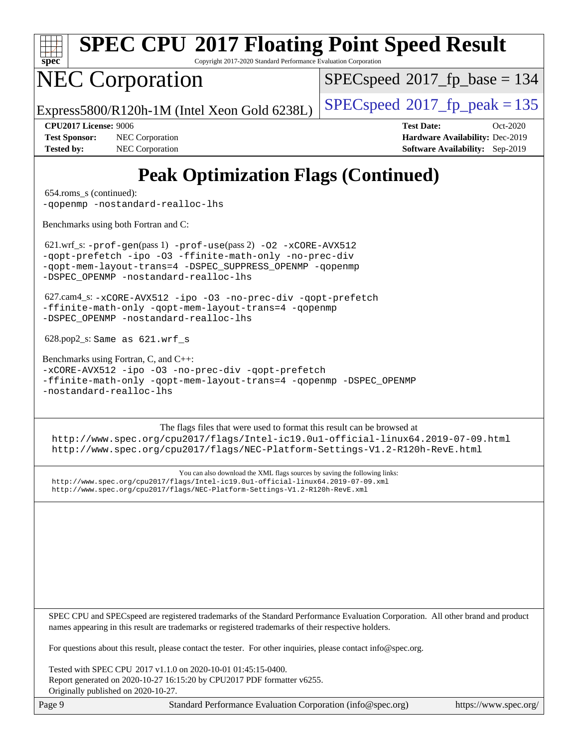# SPEC CPU 2017 Floating Point Speed Result

Copyright 2017-2020 Standard Performance Evaluation Corporation

## NEC Corporation

Express5800/R120h-1M (Intel Xeon Gold 6238L)

SPECspeed 2017_fp_base = 134

SPECspeed 2017_fp_peak = 135

**CPU2017 License:** 9006
**Test Sponsor:** NEC Corporation
**Tested by:** NEC Corporation

**Test Date:** Oct-2020
**Hardware Availability:** Dec-2019
**Software Availability:** Sep-2019

# Peak Optimization Flags (Continued)

654.roms_s (continued):
-qopenmp -nostandard-realloc-lhs

Benchmarks using both Fortran and C:

621.wrf_s: -prof-gen(pass 1) -prof-use(pass 2) -O2 -xCORE-AVX512 -qopt-prefetch -ipo -O3 -ffinite-math-only -no-prec-div -qopt-mem-layout-trans=4 -DSPEC_SUPPRESS_OPENMP -qopenmp -DSPEC_OPENMP -nostandard-realloc-lhs

627.cam4_s: -xCORE-AVX512 -ipo -O3 -no-prec-div -qopt-prefetch -ffinite-math-only -qopt-mem-layout-trans=4 -qopenmp -DSPEC_OPENMP -nostandard-realloc-lhs

628.pop2_s: Same as 621.wrf_s

Benchmarks using Fortran, C, and C++:
-xCORE-AVX512 -ipo -O3 -no-prec-div -qopt-prefetch -ffinite-math-only -qopt-mem-layout-trans=4 -qopenmp -DSPEC_OPENMP -nostandard-realloc-lhs

The flags files that were used to format this result can be browsed at
http://www.spec.org/cpu2017/flags/Intel-ic19.0u1-official-linux64.2019-07-09.html
http://www.spec.org/cpu2017/flags/NEC-Platform-Settings-V1.2-R120h-RevE.html

You can also download the XML flags sources by saving the following links:
http://www.spec.org/cpu2017/flags/Intel-ic19.0u1-official-linux64.2019-07-09.xml
http://www.spec.org/cpu2017/flags/NEC-Platform-Settings-V1.2-R120h-RevE.xml

SPEC CPU and SPECspeed are registered trademarks of the Standard Performance Evaluation Corporation. All other brand and product names appearing in this result are trademarks or registered trademarks of their respective holders.

For questions about this result, please contact the tester. For other inquiries, please contact info@spec.org.

Tested with SPEC CPU 2017 v1.1.0 on 2020-10-01 01:45:15-0400.
Report generated on 2020-10-27 16:15:20 by CPU2017 PDF formatter v6255.
Originally published on 2020-10-27.